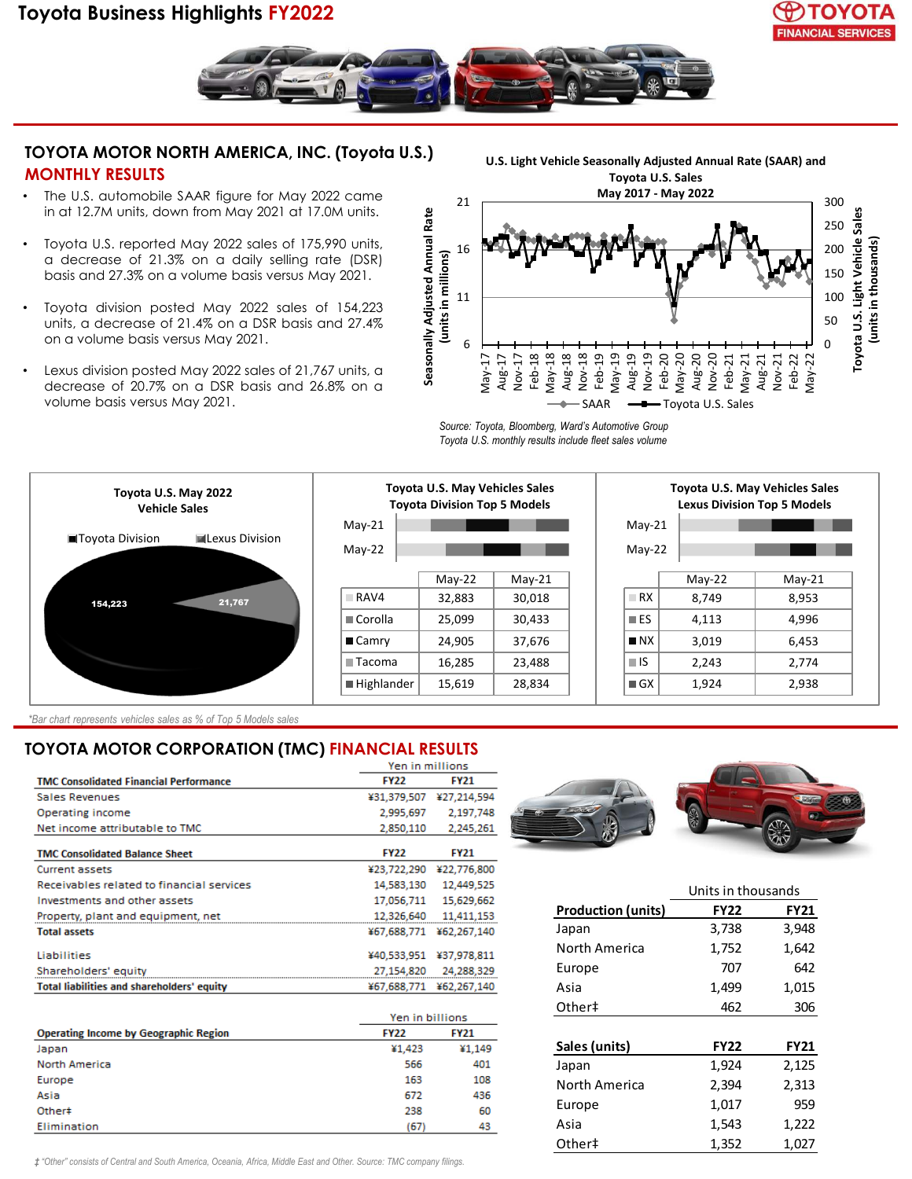# Toyota Business Highlights FY2022

TOYOTA FINANCIAL SERVICES

## TOYOTA MOTOR NORTH AMERICA, INC. (Toyota U.S.)

### MONTHLY RESULTS

- The U.S. automobile SAAR figure for May 2022 came in at 12.7M units, down from May 2021 at 17.0M units.
- Toyota U.S. reported May 2022 sales of 175,990 units, a decrease of 21.3% on a daily selling rate (DSR) basis and 27.3% on a volume basis versus May 2021.
- Toyota division posted May 2022 sales of 154,223 units, a decrease of 21.4% on a DSR basis and 27.4% on a volume basis versus May 2021.
- Lexus division posted May 2022 sales of 21,767 units, a decrease of 20.7% on a DSR basis and 26.8% on a volume basis versus May 2021.

**U.S. Light Vehicle Seasonally Adjusted Annual Rate (SAAR) and Toyota U.S. Sales May 2017 - May 2022**

*Source: Toyota, Bloomberg, Ward's Automotive Group*
*Toyota U.S. monthly results include fleet sales volume*

**Toyota U.S. May 2022 Vehicle Sales**

| Toyota Division | Lexus Division |
|---|---|
| 154,223 | 21,767 |

**Toyota U.S. May Vehicles Sales Toyota Division Top 5 Models**

| | May-22 | May-21 |
|---|---|---|
| RAV4 | 32,883 | 30,018 |
| Corolla | 25,099 | 30,433 |
| Camry | 24,905 | 37,676 |
| Tacoma | 16,285 | 23,488 |
| Highlander | 15,619 | 28,834 |

**Toyota U.S. May Vehicles Sales Lexus Division Top 5 Models**

| | May-22 | May-21 |
|---|---|---|
| RX | 8,749 | 8,953 |
| ES | 4,113 | 4,996 |
| NX | 3,019 | 6,453 |
| IS | 2,243 | 2,774 |
| GX | 1,924 | 2,938 |

*Bar chart represents vehicles sales as % of Top 5 Models sales*

## TOYOTA MOTOR CORPORATION (TMC) FINANCIAL RESULTS

Yen in millions

| TMC Consolidated Financial Performance | FY22 | FY21 |
|---|---|---|
| Sales Revenues | ¥31,379,507 | ¥27,214,594 |
| Operating income | 2,995,697 | 2,197,748 |
| Net income attributable to TMC | 2,850,110 | 2,245,261 |

| TMC Consolidated Balance Sheet | FY22 | FY21 |
|---|---|---|
| Current assets | ¥23,722,290 | ¥22,776,800 |
| Receivables related to financial services | 14,583,130 | 12,449,525 |
| Investments and other assets | 17,056,711 | 15,629,662 |
| Property, plant and equipment, net | 12,326,640 | 11,411,153 |
| **Total assets** | ¥67,688,771 | ¥62,267,140 |
| Liabilities | ¥40,533,951 | ¥37,978,811 |
| Shareholders' equity | 27,154,820 | 24,288,329 |
| **Total liabilities and shareholders' equity** | ¥67,688,771 | ¥62,267,140 |

Yen in billions

| Operating Income by Geographic Region | FY22 | FY21 |
|---|---|---|
| Japan | ¥1,423 | ¥1,149 |
| North America | 566 | 401 |
| Europe | 163 | 108 |
| Asia | 672 | 436 |
| Other‡ | 238 | 60 |
| Elimination | (67) | 43 |

Units in thousands

| Production (units) | FY22 | FY21 |
|---|---|---|
| Japan | 3,738 | 3,948 |
| North America | 1,752 | 1,642 |
| Europe | 707 | 642 |
| Asia | 1,499 | 1,015 |
| Other‡ | 462 | 306 |

| Sales (units) | FY22 | FY21 |
|---|---|---|
| Japan | 1,924 | 2,125 |
| North America | 2,394 | 2,313 |
| Europe | 1,017 | 959 |
| Asia | 1,543 | 1,222 |
| Other‡ | 1,352 | 1,027 |

*‡ "Other" consists of Central and South America, Oceania, Africa, Middle East and Other. Source: TMC company filings.*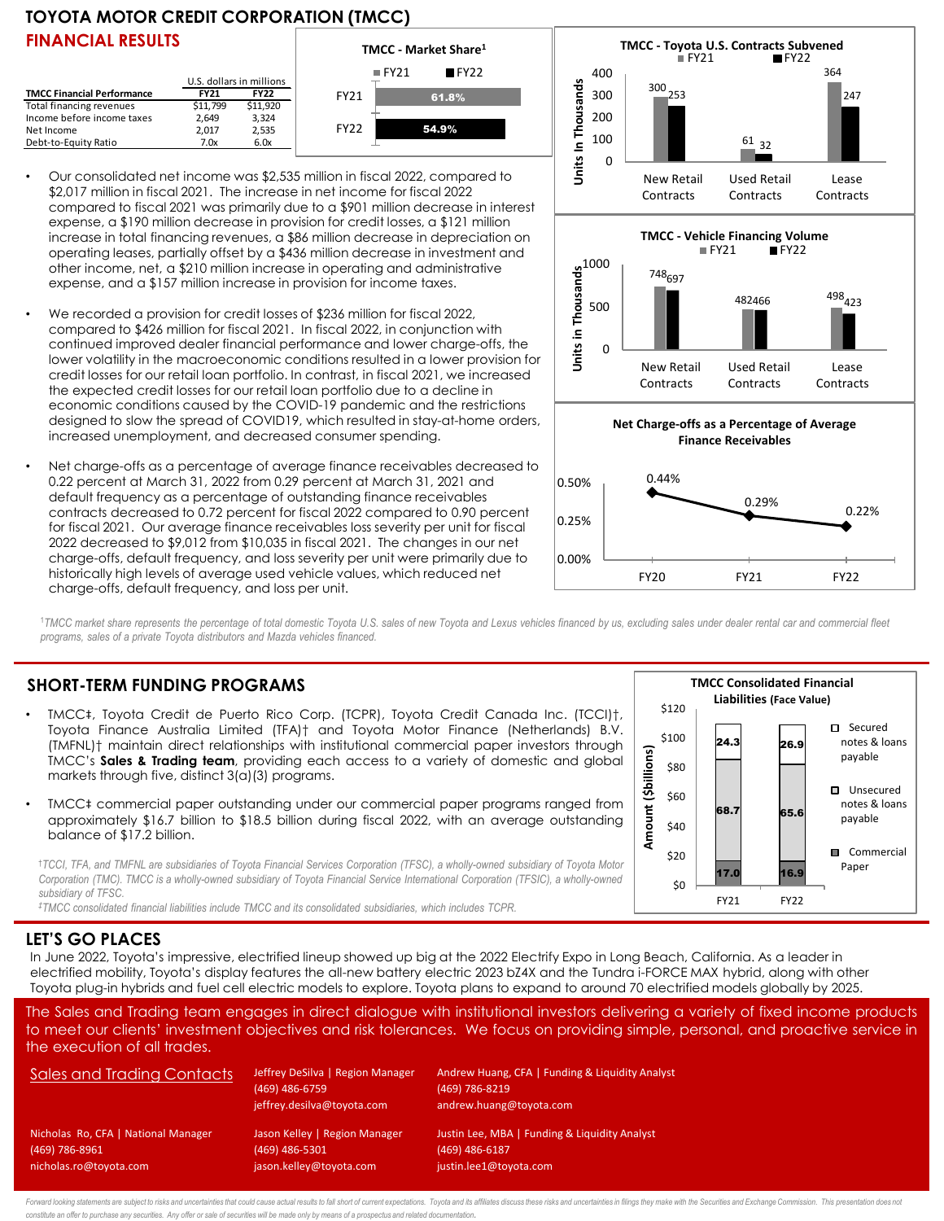# TOYOTA MOTOR CREDIT CORPORATION (TMCC)

## FINANCIAL RESULTS

| | U.S. dollars in millions | |
|---|---|---|
| **TMCC Financial Performance** | **FY21** | **FY22** |
| Total financing revenues | $11,799 | $11,920 |
| Income before income taxes | 2,649 | 3,324 |
| Net Income | 2,017 | 2,535 |
| Debt-to-Equity Ratio | 7.0x | 6.0x |

**TMCC - Market Share[1]**

FY21 FY22

FY21 61.8%

FY22 54.9%

**TMCC - Toyota U.S. Contracts Subvened**

FY21 FY22

Units In Thousands

400 300 200 100 0

New Retail Contracts 300 253

Used Retail Contracts 61 32

Lease Contracts 364 247

**TMCC - Vehicle Financing Volume**

FY21 FY22

Units in Thousands

1000 500 0

New Retail Contracts 748 697

Used Retail Contracts 482 466

Lease Contracts 498 423

**Net Charge-offs as a Percentage of Average Finance Receivables**

0.50% 0.25% 0.00%

FY20 0.44%

FY21 0.29%

FY22 0.22%

- Our consolidated net income was $2,535 million in fiscal 2022, compared to $2,017 million in fiscal 2021. The increase in net income for fiscal 2022 compared to fiscal 2021 was primarily due to a $901 million decrease in interest expense, a $190 million decrease in provision for credit losses, a $121 million increase in total financing revenues, a $86 million decrease in depreciation on operating leases, partially offset by a $436 million decrease in investment and other income, net, a $210 million increase in operating and administrative expense, and a $157 million increase in provision for income taxes.
- We recorded a provision for credit losses of $236 million for fiscal 2022, compared to $426 million for fiscal 2021. In fiscal 2022, in conjunction with continued improved dealer financial performance and lower charge-offs, the lower volatility in the macroeconomic conditions resulted in a lower provision for credit losses for our retail loan portfolio. In contrast, in fiscal 2021, we increased the expected credit losses for our retail loan portfolio due to a decline in economic conditions caused by the COVID-19 pandemic and the restrictions designed to slow the spread of COVID19, which resulted in stay-at-home orders, increased unemployment, and decreased consumer spending.
- Net charge-offs as a percentage of average finance receivables decreased to 0.22 percent at March 31, 2022 from 0.29 percent at March 31, 2021 and default frequency as a percentage of outstanding finance receivables contracts decreased to 0.72 percent for fiscal 2022 compared to 0.90 percent for fiscal 2021. Our average finance receivables loss severity per unit for fiscal 2022 decreased to $9,012 from $10,035 in fiscal 2021. The changes in our net charge-offs, default frequency, and loss severity per unit were primarily due to historically high levels of average used vehicle values, which reduced net charge-offs, default frequency, and loss per unit.

*[1]TMCC market share represents the percentage of total domestic Toyota U.S. sales of new Toyota and Lexus vehicles financed by us, excluding sales under dealer rental car and commercial fleet programs, sales of a private Toyota distributors and Mazda vehicles financed.*

## SHORT-TERM FUNDING PROGRAMS

- TMCC‡, Toyota Credit de Puerto Rico Corp. (TCPR), Toyota Credit Canada Inc. (TCCI)†, Toyota Finance Australia Limited (TFA)† and Toyota Motor Finance (Netherlands) B.V. (TMFNL)† maintain direct relationships with institutional commercial paper investors through TMCC's **Sales & Trading team**, providing each access to a variety of domestic and global markets through five, distinct 3(a)(3) programs.
- TMCC‡ commercial paper outstanding under our commercial paper programs ranged from approximately $16.7 billion to $18.5 billion during fiscal 2022, with an average outstanding balance of $17.2 billion.

*†TCCI, TFA, and TMFNL are subsidiaries of Toyota Financial Services Corporation (TFSC), a wholly-owned subsidiary of Toyota Motor Corporation (TMC). TMCC is a wholly-owned subsidiary of Toyota Financial Service International Corporation (TFSIC), a wholly-owned subsidiary of TFSC.*

*‡TMCC consolidated financial liabilities include TMCC and its consolidated subsidiaries, which includes TCPR.*

**TMCC Consolidated Financial Liabilities (Face Value)**

Amount ($billions)

$120 $100 $80 $60 $40 $20 $0

FY21: 24.3, 68.7, 17.0

FY22: 26.9, 65.6, 16.9

Secured notes & loans payable

Unsecured notes & loans payable

Commercial Paper

## LET'S GO PLACES

In June 2022, Toyota's impressive, electrified lineup showed up big at the 2022 Electrify Expo in Long Beach, California. As a leader in electrified mobility, Toyota's display features the all-new battery electric 2023 bZ4X and the Tundra i-FORCE MAX hybrid, along with other Toyota plug-in hybrids and fuel cell electric models to explore. Toyota plans to expand to around 70 electrified models globally by 2025.

The Sales and Trading team engages in direct dialogue with institutional investors delivering a variety of fixed income products to meet our clients' investment objectives and risk tolerances. We focus on providing simple, personal, and proactive service in the execution of all trades.

Sales and Trading Contacts

Jeffrey DeSilva | Region Manager
(469) 486-6759
jeffrey.desilva@toyota.com

Andrew Huang, CFA | Funding & Liquidity Analyst
(469) 786-8219
andrew.huang@toyota.com

Nicholas Ro, CFA | National Manager
(469) 786-8961
nicholas.ro@toyota.com

Jason Kelley | Region Manager
(469) 486-5301
jason.kelley@toyota.com

Justin Lee, MBA | Funding & Liquidity Analyst
(469) 486-6187
justin.lee1@toyota.com

*Forward looking statements are subject to risks and uncertainties that could cause actual results to fall short of current expectations. Toyota and its affiliates discuss these risks and uncertainties in filings they make with the Securities and Exchange Commission. This presentation does not constitute an offer to purchase any securities. Any offer or sale of securities will be made only by means of a prospectus and related documentation.*